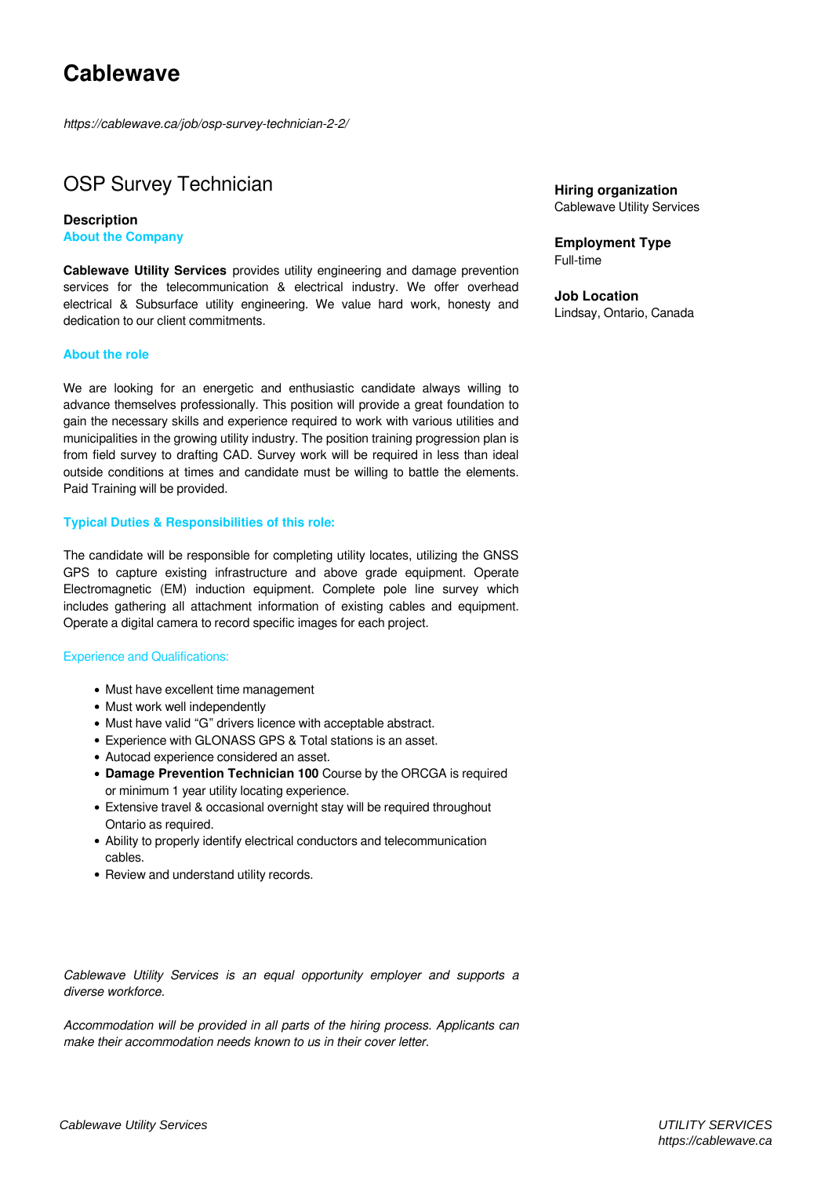# Cablewave

*https://cablewave.ca/job/osp-survey-technician-2-2/*

## OSP Survey Technician

**Hiring organization**
Cablewave Utility Services

**Employment Type**
Full-time

**Job Location**
Lindsay, Ontario, Canada

### Description

**About the Company**

**Cablewave Utility Services** provides utility engineering and damage prevention services for the telecommunication & electrical industry. We offer overhead electrical & Subsurface utility engineering. We value hard work, honesty and dedication to our client commitments.

**About the role**

We are looking for an energetic and enthusiastic candidate always willing to advance themselves professionally. This position will provide a great foundation to gain the necessary skills and experience required to work with various utilities and municipalities in the growing utility industry. The position training progression plan is from field survey to drafting CAD. Survey work will be required in less than ideal outside conditions at times and candidate must be willing to battle the elements. Paid Training will be provided.

**Typical Duties & Responsibilities of this role:**

The candidate will be responsible for completing utility locates, utilizing the GNSS GPS to capture existing infrastructure and above grade equipment. Operate Electromagnetic (EM) induction equipment. Complete pole line survey which includes gathering all attachment information of existing cables and equipment. Operate a digital camera to record specific images for each project.

Experience and Qualifications:

- Must have excellent time management
- Must work well independently
- Must have valid "G" drivers licence with acceptable abstract.
- Experience with GLONASS GPS & Total stations is an asset.
- Autocad experience considered an asset.
- **Damage Prevention Technician 100** Course by the ORCGA is required or minimum 1 year utility locating experience.
- Extensive travel & occasional overnight stay will be required throughout Ontario as required.
- Ability to properly identify electrical conductors and telecommunication cables.
- Review and understand utility records.

*Cablewave Utility Services is an equal opportunity employer and supports a diverse workforce.*

*Accommodation will be provided in all parts of the hiring process. Applicants can make their accommodation needs known to us in their cover letter.*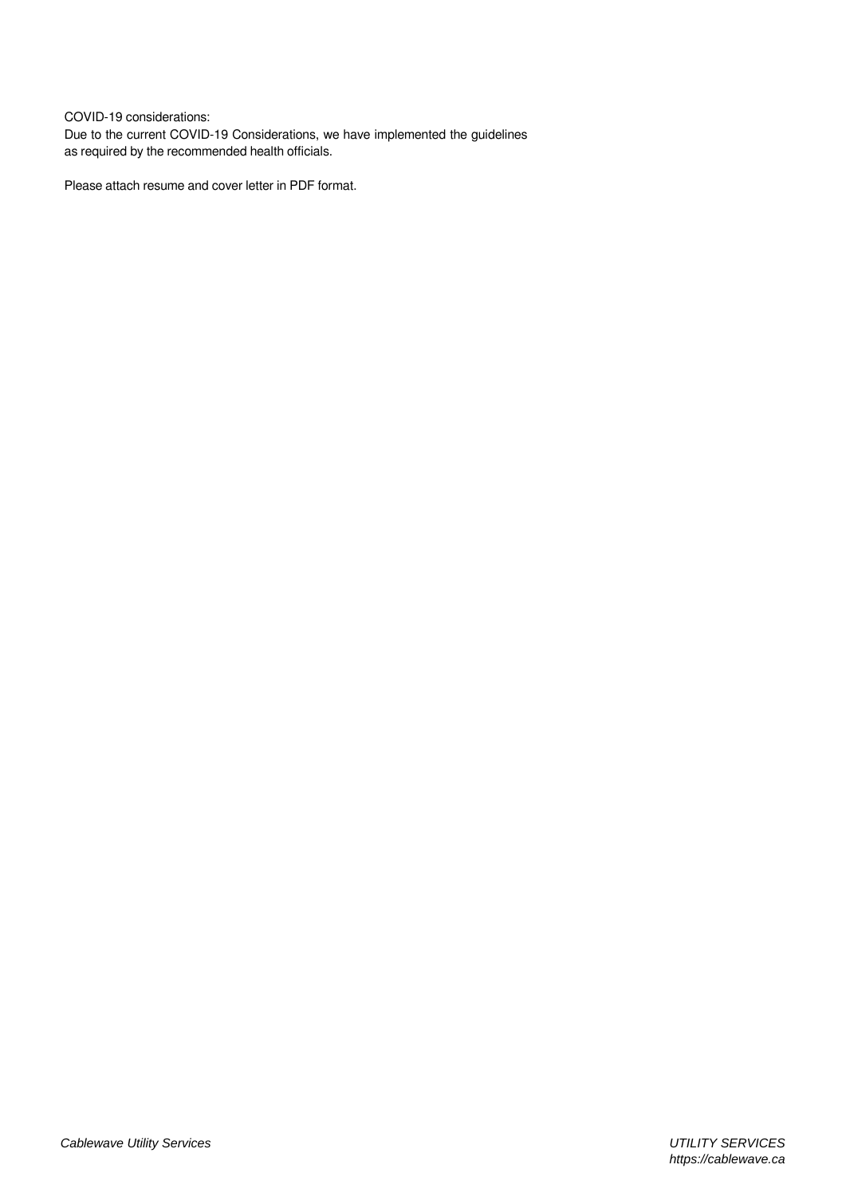COVID-19 considerations:
Due to the current COVID-19 Considerations, we have implemented the guidelines as required by the recommended health officials.

Please attach resume and cover letter in PDF format.